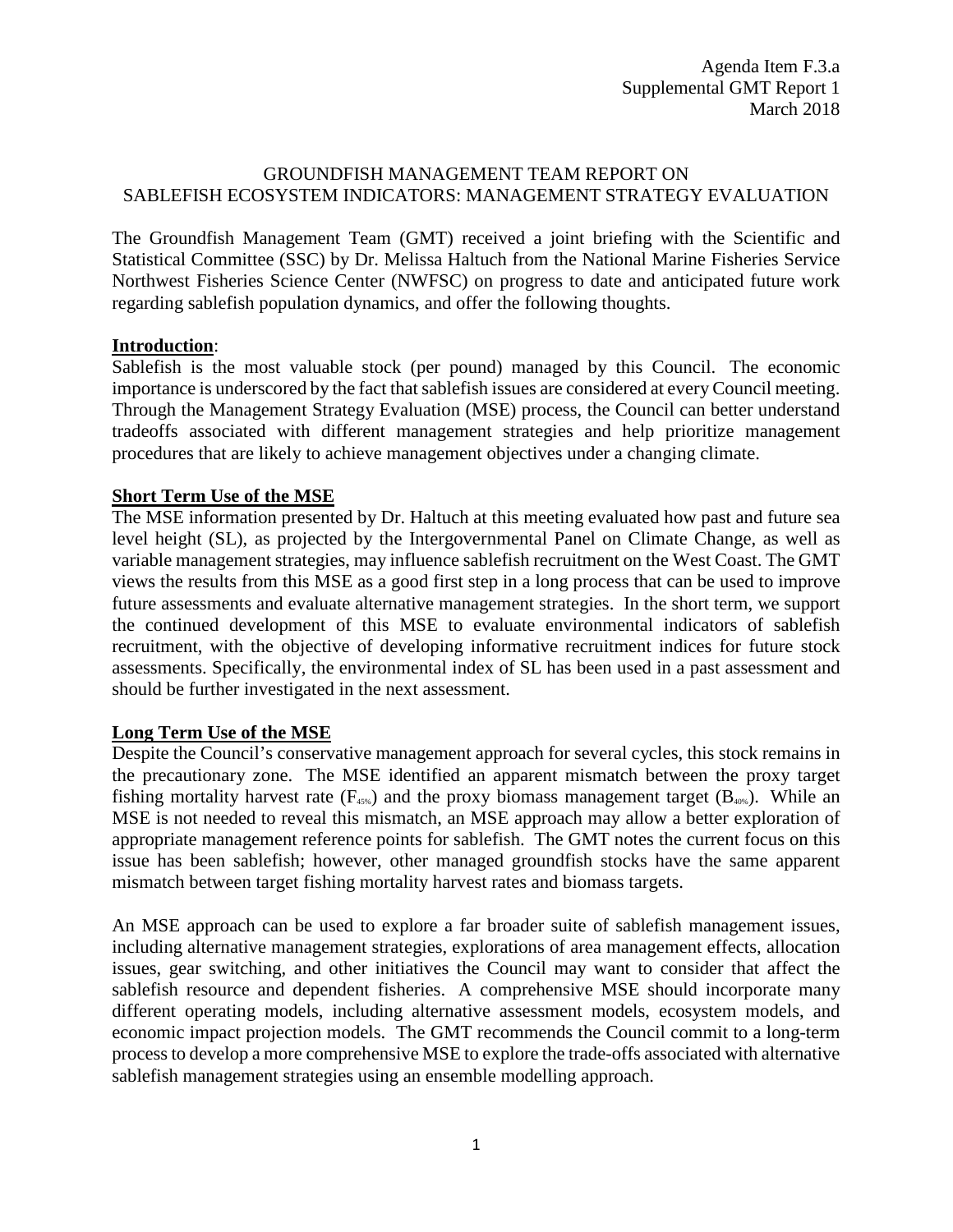Agenda Item F.3.a
Supplemental GMT Report 1
March 2018

# GROUNDFISH MANAGEMENT TEAM REPORT ON SABLEFISH ECOSYSTEM INDICATORS: MANAGEMENT STRATEGY EVALUATION

The Groundfish Management Team (GMT) received a joint briefing with the Scientific and Statistical Committee (SSC) by Dr. Melissa Haltuch from the National Marine Fisheries Service Northwest Fisheries Science Center (NWFSC) on progress to date and anticipated future work regarding sablefish population dynamics, and offer the following thoughts.

## **Introduction**:

Sablefish is the most valuable stock (per pound) managed by this Council. The economic importance is underscored by the fact that sablefish issues are considered at every Council meeting. Through the Management Strategy Evaluation (MSE) process, the Council can better understand tradeoffs associated with different management strategies and help prioritize management procedures that are likely to achieve management objectives under a changing climate.

## **Short Term Use of the MSE**

The MSE information presented by Dr. Haltuch at this meeting evaluated how past and future sea level height (SL), as projected by the Intergovernmental Panel on Climate Change, as well as variable management strategies, may influence sablefish recruitment on the West Coast. The GMT views the results from this MSE as a good first step in a long process that can be used to improve future assessments and evaluate alternative management strategies. In the short term, we support the continued development of this MSE to evaluate environmental indicators of sablefish recruitment, with the objective of developing informative recruitment indices for future stock assessments. Specifically, the environmental index of SL has been used in a past assessment and should be further investigated in the next assessment.

## **Long Term Use of the MSE**

Despite the Council's conservative management approach for several cycles, this stock remains in the precautionary zone. The MSE identified an apparent mismatch between the proxy target fishing mortality harvest rate ($F_{45\%}$) and the proxy biomass management target ($B_{40\%}$). While an MSE is not needed to reveal this mismatch, an MSE approach may allow a better exploration of appropriate management reference points for sablefish. The GMT notes the current focus on this issue has been sablefish; however, other managed groundfish stocks have the same apparent mismatch between target fishing mortality harvest rates and biomass targets.

An MSE approach can be used to explore a far broader suite of sablefish management issues, including alternative management strategies, explorations of area management effects, allocation issues, gear switching, and other initiatives the Council may want to consider that affect the sablefish resource and dependent fisheries. A comprehensive MSE should incorporate many different operating models, including alternative assessment models, ecosystem models, and economic impact projection models. The GMT recommends the Council commit to a long-term process to develop a more comprehensive MSE to explore the trade-offs associated with alternative sablefish management strategies using an ensemble modelling approach.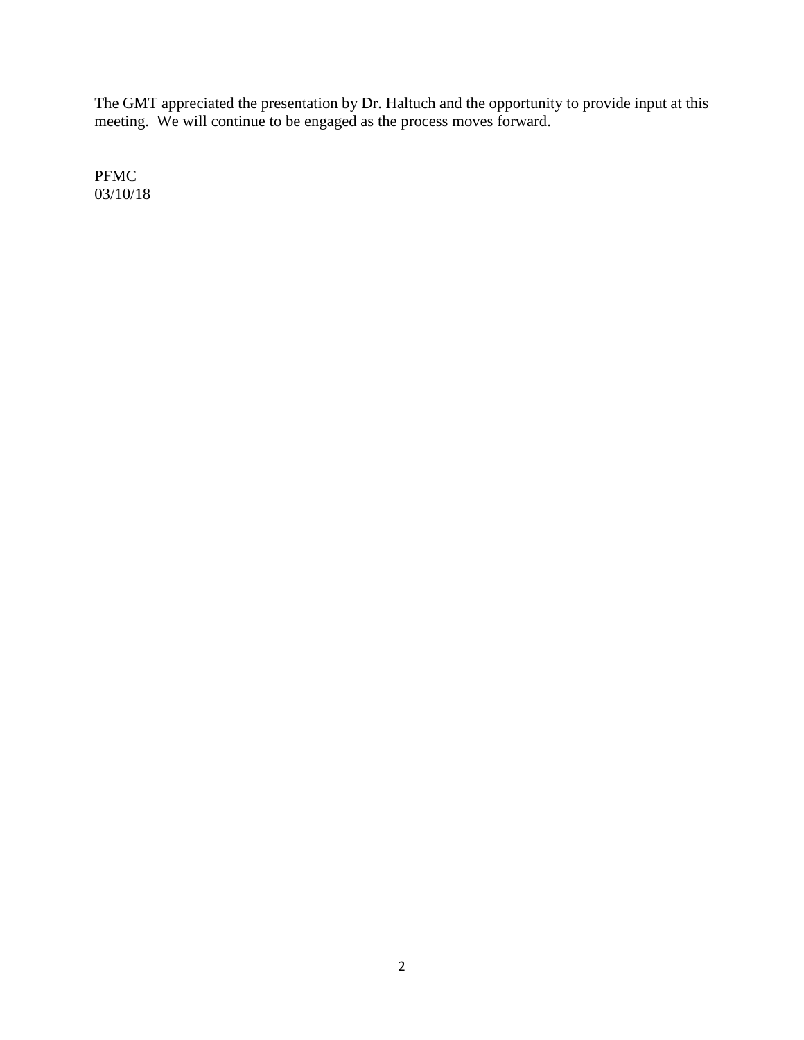The GMT appreciated the presentation by Dr. Haltuch and the opportunity to provide input at this meeting. We will continue to be engaged as the process moves forward.

PFMC
03/10/18